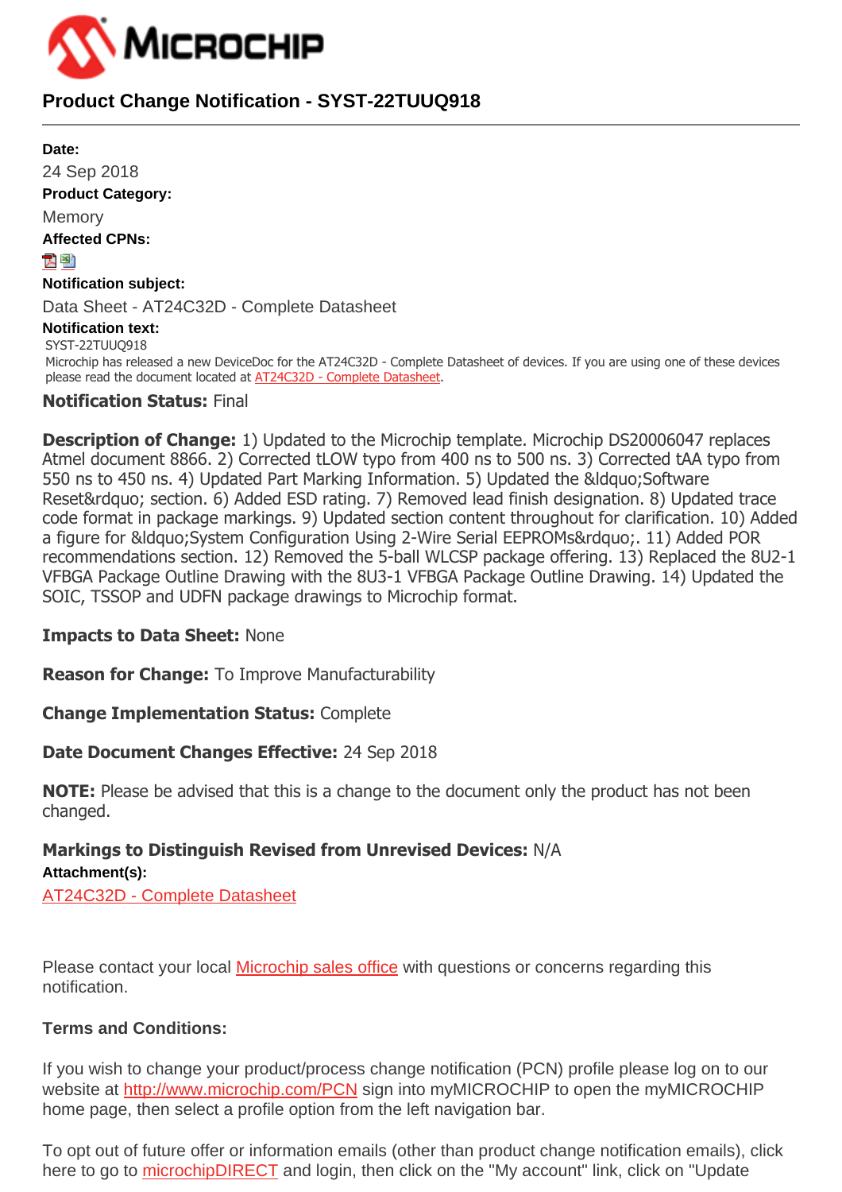# Product Change Notification - SYST-22TUUQ918

**Date:**

24 Sep 2018

**Product Category:**

Memory

**Affected CPNs:**

**Notification subject:**

Data Sheet - AT24C32D - Complete Datasheet

**Notification text:**

SYST-22TUUQ918

Microchip has released a new DeviceDoc for the AT24C32D - Complete Datasheet of devices. If you are using one of these devices please read the document located at AT24C32D - Complete Datasheet.

**Notification Status:** Final

**Description of Change:** 1) Updated to the Microchip template. Microchip DS20006047 replaces Atmel document 8866. 2) Corrected tLOW typo from 400 ns to 500 ns. 3) Corrected tAA typo from 550 ns to 450 ns. 4) Updated Part Marking Information. 5) Updated the &ldquo;Software Reset&rdquo; section. 6) Added ESD rating. 7) Removed lead finish designation. 8) Updated trace code format in package markings. 9) Updated section content throughout for clarification. 10) Added a figure for &ldquo;System Configuration Using 2-Wire Serial EEPROMs&rdquo;. 11) Added POR recommendations section. 12) Removed the 5-ball WLCSP package offering. 13) Replaced the 8U2-1 VFBGA Package Outline Drawing with the 8U3-1 VFBGA Package Outline Drawing. 14) Updated the SOIC, TSSOP and UDFN package drawings to Microchip format.

**Impacts to Data Sheet:** None

**Reason for Change:** To Improve Manufacturability

**Change Implementation Status:** Complete

**Date Document Changes Effective:** 24 Sep 2018

**NOTE:** Please be advised that this is a change to the document only the product has not been changed.

**Markings to Distinguish Revised from Unrevised Devices:** N/A

**Attachment(s):**

AT24C32D - Complete Datasheet

Please contact your local Microchip sales office with questions or concerns regarding this notification.

**Terms and Conditions:**

If you wish to change your product/process change notification (PCN) profile please log on to our website at http://www.microchip.com/PCN sign into myMICROCHIP to open the myMICROCHIP home page, then select a profile option from the left navigation bar.

To opt out of future offer or information emails (other than product change notification emails), click here to go to microchipDIRECT and login, then click on the "My account" link, click on "Update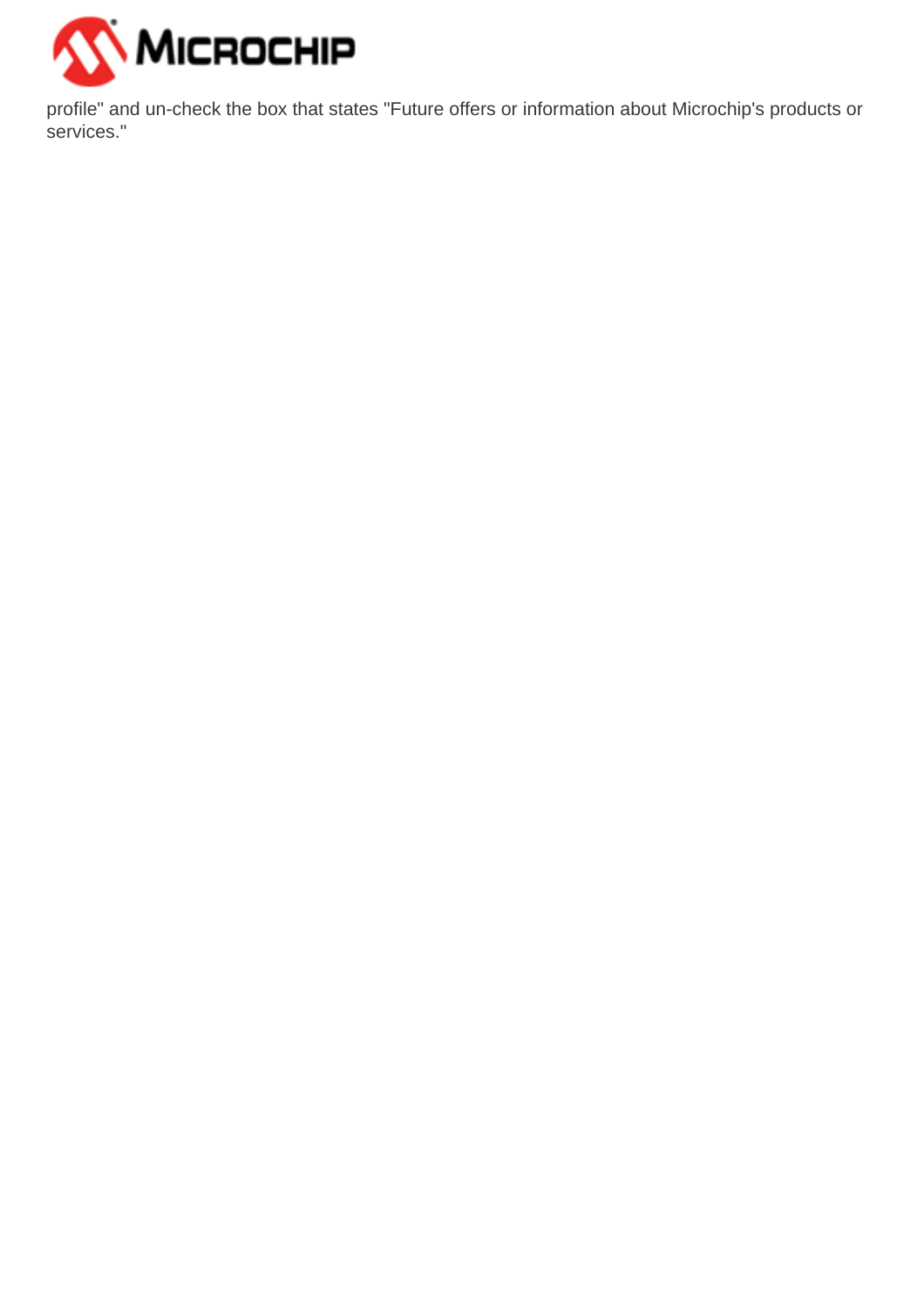profile" and un-check the box that states "Future offers or information about Microchip's products or services."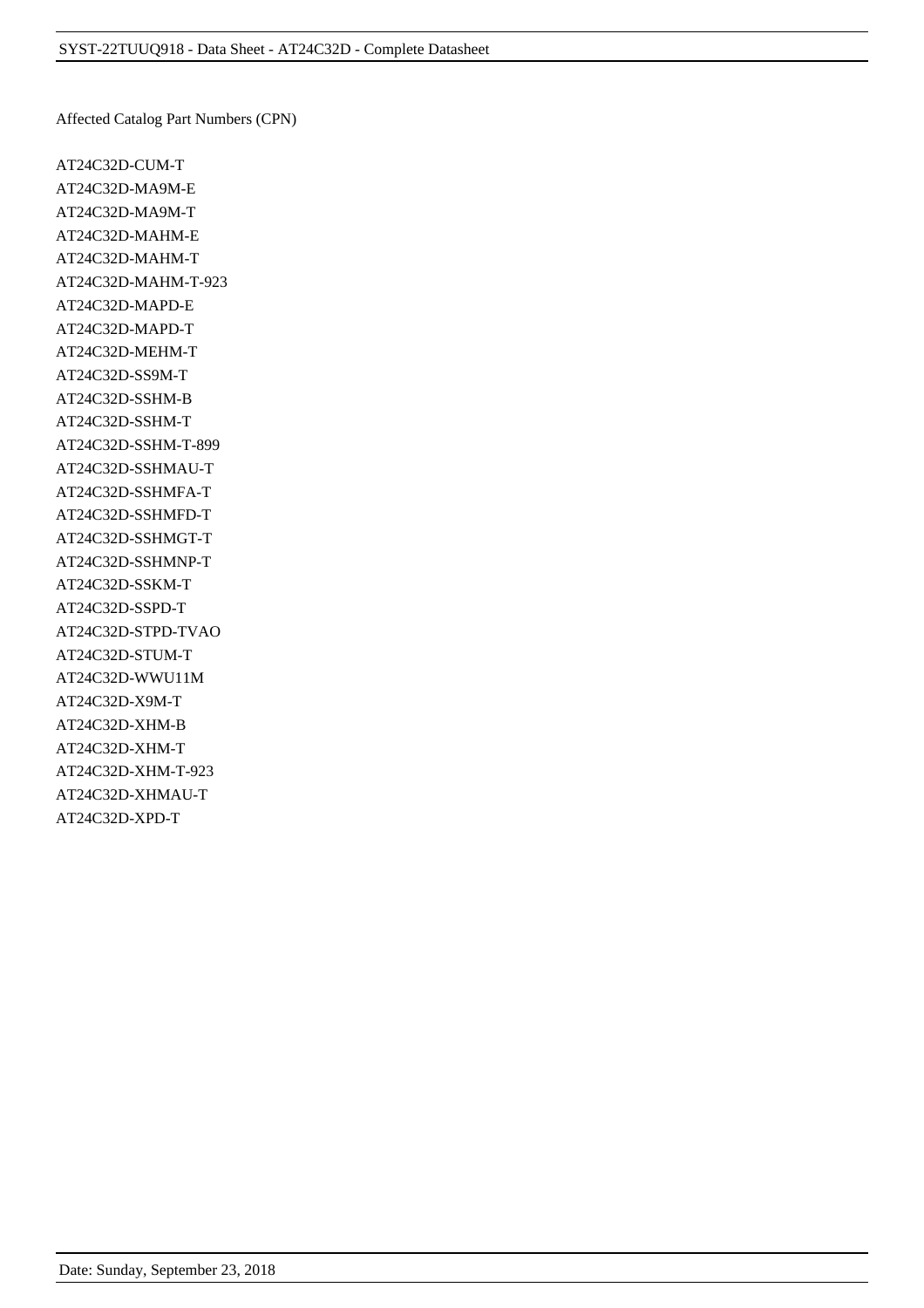Affected Catalog Part Numbers (CPN)

AT24C32D-CUM-T
AT24C32D-MA9M-E
AT24C32D-MA9M-T
AT24C32D-MAHM-E
AT24C32D-MAHM-T
AT24C32D-MAHM-T-923
AT24C32D-MAPD-E
AT24C32D-MAPD-T
AT24C32D-MEHM-T
AT24C32D-SS9M-T
AT24C32D-SSHM-B
AT24C32D-SSHM-T
AT24C32D-SSHM-T-899
AT24C32D-SSHMAU-T
AT24C32D-SSHMFA-T
AT24C32D-SSHMFD-T
AT24C32D-SSHMGT-T
AT24C32D-SSHMNP-T
AT24C32D-SSKM-T
AT24C32D-SSPD-T
AT24C32D-STPD-TVAO
AT24C32D-STUM-T
AT24C32D-WWU11M
AT24C32D-X9M-T
AT24C32D-XHM-B
AT24C32D-XHM-T
AT24C32D-XHM-T-923
AT24C32D-XHMAU-T
AT24C32D-XPD-T